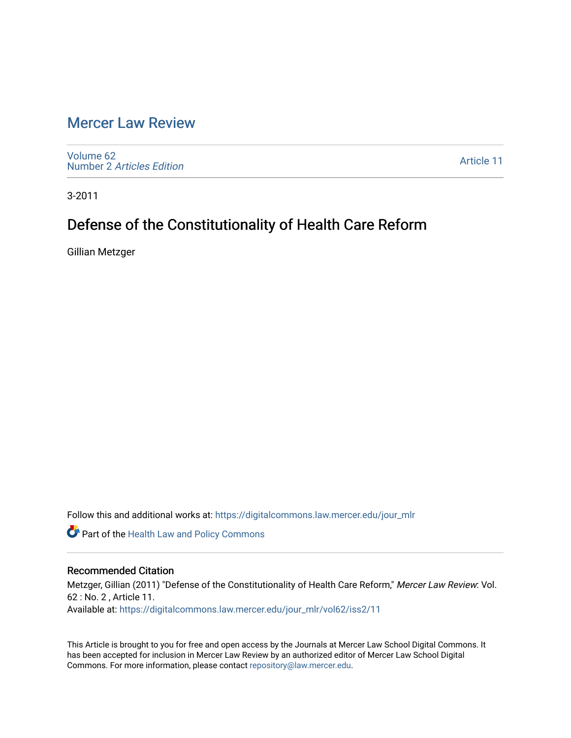# Mercer Law Review

Volume 62
Number 2 *Articles Edition*

Article 11

3-2011

## Defense of the Constitutionality of Health Care Reform

Gillian Metzger

Follow this and additional works at: https://digitalcommons.law.mercer.edu/jour_mlr

Part of the Health Law and Policy Commons

### Recommended Citation

Metzger, Gillian (2011) "Defense of the Constitutionality of Health Care Reform," *Mercer Law Review*: Vol. 62 : No. 2 , Article 11.
Available at: https://digitalcommons.law.mercer.edu/jour_mlr/vol62/iss2/11

This Article is brought to you for free and open access by the Journals at Mercer Law School Digital Commons. It has been accepted for inclusion in Mercer Law Review by an authorized editor of Mercer Law School Digital Commons. For more information, please contact repository@law.mercer.edu.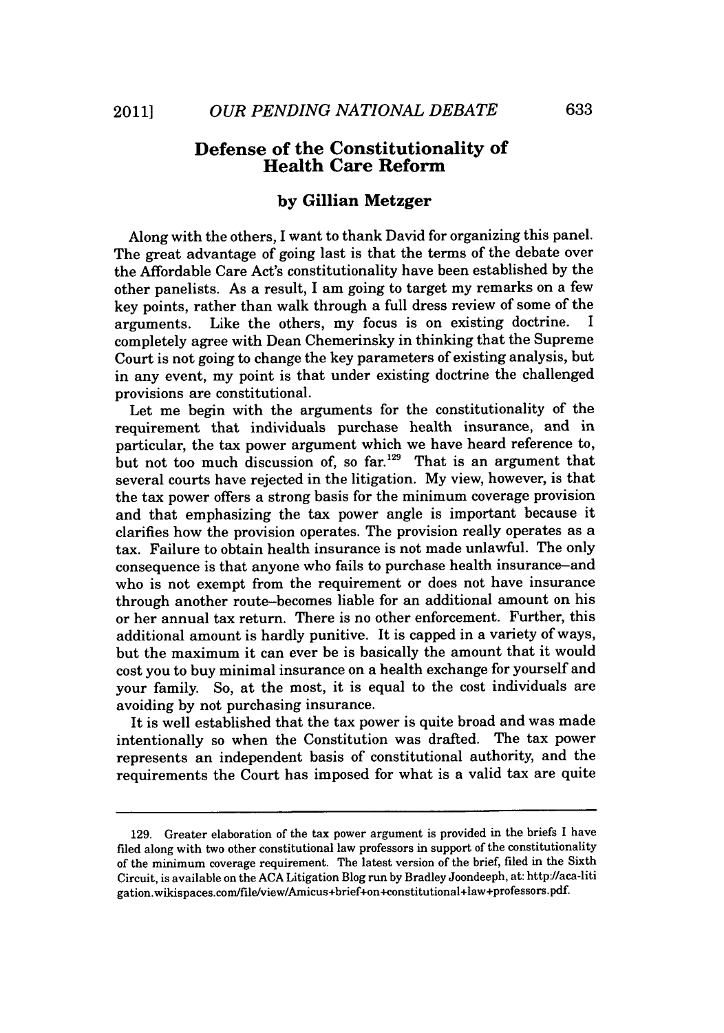## Defense of the Constitutionality of Health Care Reform

### by Gillian Metzger

Along with the others, I want to thank David for organizing this panel. The great advantage of going last is that the terms of the debate over the Affordable Care Act's constitutionality have been established by the other panelists. As a result, I am going to target my remarks on a few key points, rather than walk through a full dress review of some of the arguments. Like the others, my focus is on existing doctrine. I completely agree with Dean Chemerinsky in thinking that the Supreme Court is not going to change the key parameters of existing analysis, but in any event, my point is that under existing doctrine the challenged provisions are constitutional.

Let me begin with the arguments for the constitutionality of the requirement that individuals purchase health insurance, and in particular, the tax power argument which we have heard reference to, but not too much discussion of, so far.[129] That is an argument that several courts have rejected in the litigation. My view, however, is that the tax power offers a strong basis for the minimum coverage provision and that emphasizing the tax power angle is important because it clarifies how the provision operates. The provision really operates as a tax. Failure to obtain health insurance is not made unlawful. The only consequence is that anyone who fails to purchase health insurance–and who is not exempt from the requirement or does not have insurance through another route–becomes liable for an additional amount on his or her annual tax return. There is no other enforcement. Further, this additional amount is hardly punitive. It is capped in a variety of ways, but the maximum it can ever be is basically the amount that it would cost you to buy minimal insurance on a health exchange for yourself and your family. So, at the most, it is equal to the cost individuals are avoiding by not purchasing insurance.

It is well established that the tax power is quite broad and was made intentionally so when the Constitution was drafted. The tax power represents an independent basis of constitutional authority, and the requirements the Court has imposed for what is a valid tax are quite

---

129. Greater elaboration of the tax power argument is provided in the briefs I have filed along with two other constitutional law professors in support of the constitutionality of the minimum coverage requirement. The latest version of the brief, filed in the Sixth Circuit, is available on the ACA Litigation Blog run by Bradley Joondeeph, at: http://aca-litigation.wikispaces.com/file/view/Amicus+brief+on+constitutional+law+professors.pdf.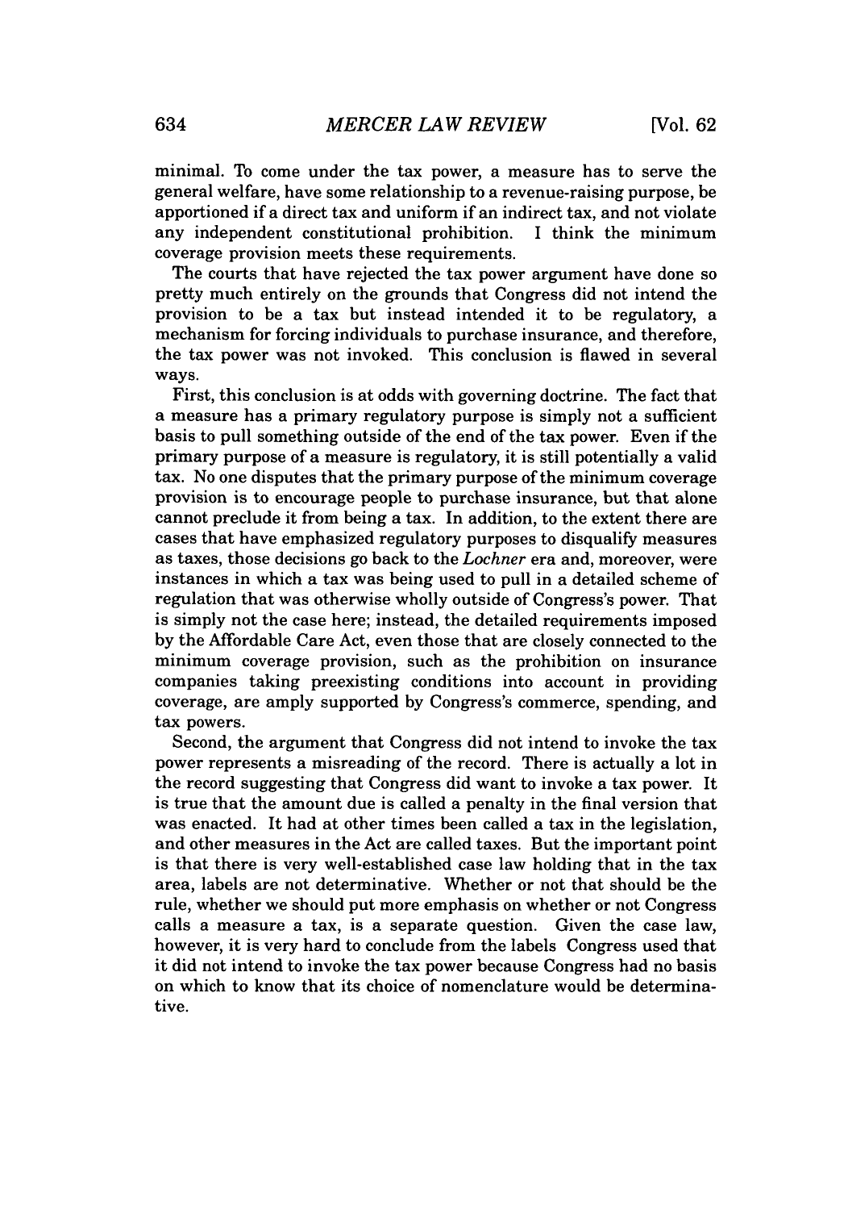minimal. To come under the tax power, a measure has to serve the general welfare, have some relationship to a revenue-raising purpose, be apportioned if a direct tax and uniform if an indirect tax, and not violate any independent constitutional prohibition. I think the minimum coverage provision meets these requirements.

The courts that have rejected the tax power argument have done so pretty much entirely on the grounds that Congress did not intend the provision to be a tax but instead intended it to be regulatory, a mechanism for forcing individuals to purchase insurance, and therefore, the tax power was not invoked. This conclusion is flawed in several ways.

First, this conclusion is at odds with governing doctrine. The fact that a measure has a primary regulatory purpose is simply not a sufficient basis to pull something outside of the end of the tax power. Even if the primary purpose of a measure is regulatory, it is still potentially a valid tax. No one disputes that the primary purpose of the minimum coverage provision is to encourage people to purchase insurance, but that alone cannot preclude it from being a tax. In addition, to the extent there are cases that have emphasized regulatory purposes to disqualify measures as taxes, those decisions go back to the *Lochner* era and, moreover, were instances in which a tax was being used to pull in a detailed scheme of regulation that was otherwise wholly outside of Congress's power. That is simply not the case here; instead, the detailed requirements imposed by the Affordable Care Act, even those that are closely connected to the minimum coverage provision, such as the prohibition on insurance companies taking preexisting conditions into account in providing coverage, are amply supported by Congress's commerce, spending, and tax powers.

Second, the argument that Congress did not intend to invoke the tax power represents a misreading of the record. There is actually a lot in the record suggesting that Congress did want to invoke a tax power. It is true that the amount due is called a penalty in the final version that was enacted. It had at other times been called a tax in the legislation, and other measures in the Act are called taxes. But the important point is that there is very well-established case law holding that in the tax area, labels are not determinative. Whether or not that should be the rule, whether we should put more emphasis on whether or not Congress calls a measure a tax, is a separate question. Given the case law, however, it is very hard to conclude from the labels Congress used that it did not intend to invoke the tax power because Congress had no basis on which to know that its choice of nomenclature would be determinative.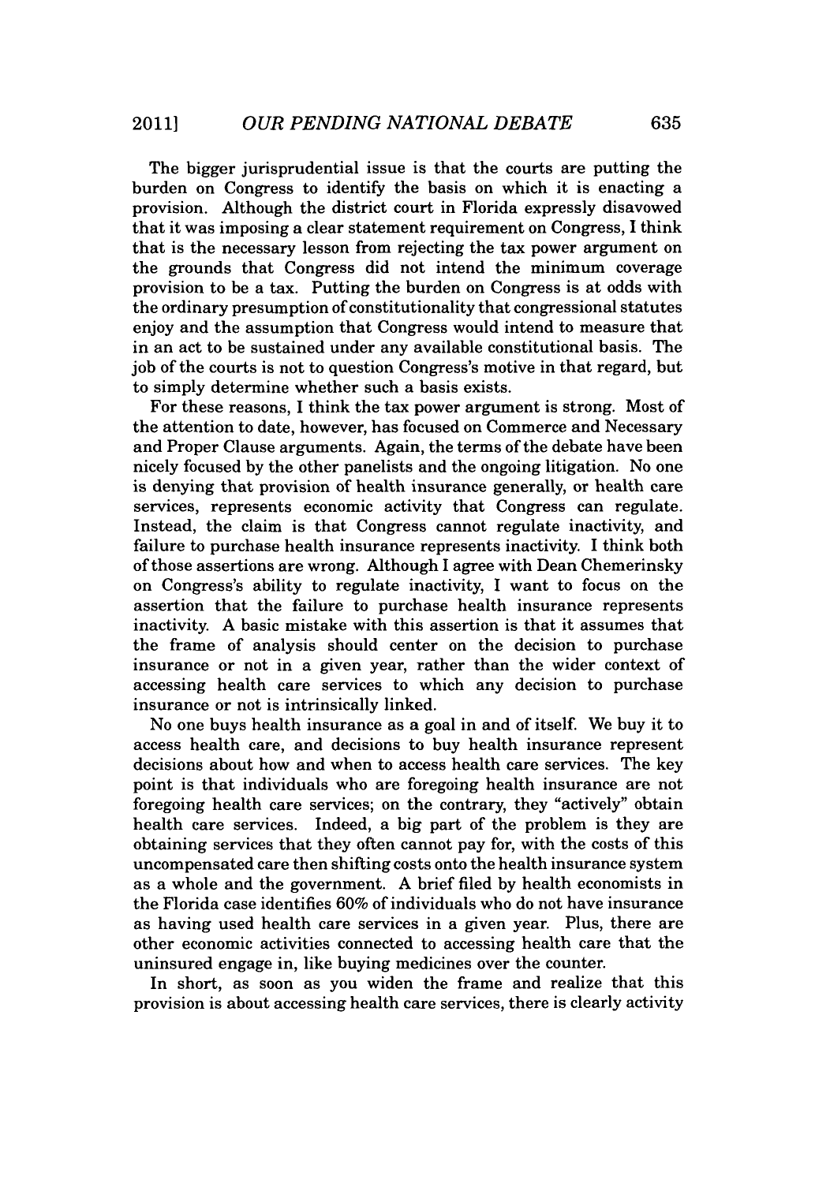The bigger jurisprudential issue is that the courts are putting the burden on Congress to identify the basis on which it is enacting a provision. Although the district court in Florida expressly disavowed that it was imposing a clear statement requirement on Congress, I think that is the necessary lesson from rejecting the tax power argument on the grounds that Congress did not intend the minimum coverage provision to be a tax. Putting the burden on Congress is at odds with the ordinary presumption of constitutionality that congressional statutes enjoy and the assumption that Congress would intend to measure that in an act to be sustained under any available constitutional basis. The job of the courts is not to question Congress's motive in that regard, but to simply determine whether such a basis exists.

For these reasons, I think the tax power argument is strong. Most of the attention to date, however, has focused on Commerce and Necessary and Proper Clause arguments. Again, the terms of the debate have been nicely focused by the other panelists and the ongoing litigation. No one is denying that provision of health insurance generally, or health care services, represents economic activity that Congress can regulate. Instead, the claim is that Congress cannot regulate inactivity, and failure to purchase health insurance represents inactivity. I think both of those assertions are wrong. Although I agree with Dean Chemerinsky on Congress's ability to regulate inactivity, I want to focus on the assertion that the failure to purchase health insurance represents inactivity. A basic mistake with this assertion is that it assumes that the frame of analysis should center on the decision to purchase insurance or not in a given year, rather than the wider context of accessing health care services to which any decision to purchase insurance or not is intrinsically linked.

No one buys health insurance as a goal in and of itself. We buy it to access health care, and decisions to buy health insurance represent decisions about how and when to access health care services. The key point is that individuals who are foregoing health insurance are not foregoing health care services; on the contrary, they "actively" obtain health care services. Indeed, a big part of the problem is they are obtaining services that they often cannot pay for, with the costs of this uncompensated care then shifting costs onto the health insurance system as a whole and the government. A brief filed by health economists in the Florida case identifies 60% of individuals who do not have insurance as having used health care services in a given year. Plus, there are other economic activities connected to accessing health care that the uninsured engage in, like buying medicines over the counter.

In short, as soon as you widen the frame and realize that this provision is about accessing health care services, there is clearly activity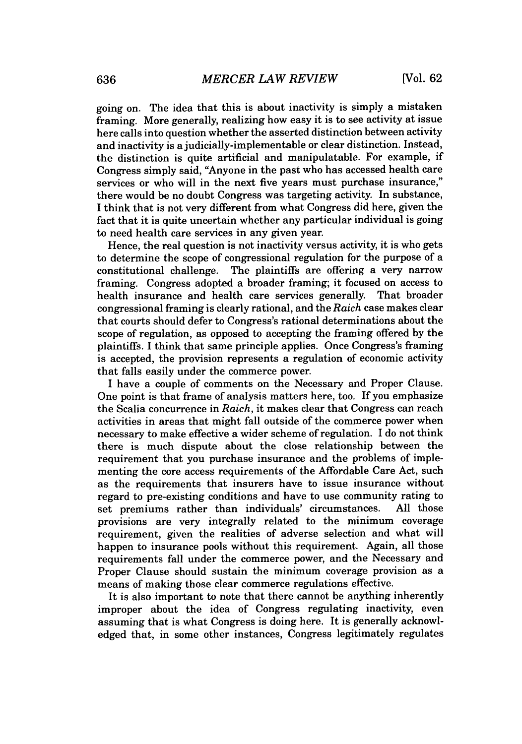going on. The idea that this is about inactivity is simply a mistaken framing. More generally, realizing how easy it is to see activity at issue here calls into question whether the asserted distinction between activity and inactivity is a judicially-implementable or clear distinction. Instead, the distinction is quite artificial and manipulatable. For example, if Congress simply said, "Anyone in the past who has accessed health care services or who will in the next five years must purchase insurance," there would be no doubt Congress was targeting activity. In substance, I think that is not very different from what Congress did here, given the fact that it is quite uncertain whether any particular individual is going to need health care services in any given year.

Hence, the real question is not inactivity versus activity, it is who gets to determine the scope of congressional regulation for the purpose of a constitutional challenge. The plaintiffs are offering a very narrow framing. Congress adopted a broader framing; it focused on access to health insurance and health care services generally. That broader congressional framing is clearly rational, and the *Raich* case makes clear that courts should defer to Congress's rational determinations about the scope of regulation, as opposed to accepting the framing offered by the plaintiffs. I think that same principle applies. Once Congress's framing is accepted, the provision represents a regulation of economic activity that falls easily under the commerce power.

I have a couple of comments on the Necessary and Proper Clause. One point is that frame of analysis matters here, too. If you emphasize the Scalia concurrence in *Raich*, it makes clear that Congress can reach activities in areas that might fall outside of the commerce power when necessary to make effective a wider scheme of regulation. I do not think there is much dispute about the close relationship between the requirement that you purchase insurance and the problems of implementing the core access requirements of the Affordable Care Act, such as the requirements that insurers have to issue insurance without regard to pre-existing conditions and have to use community rating to set premiums rather than individuals' circumstances. All those provisions are very integrally related to the minimum coverage requirement, given the realities of adverse selection and what will happen to insurance pools without this requirement. Again, all those requirements fall under the commerce power, and the Necessary and Proper Clause should sustain the minimum coverage provision as a means of making those clear commerce regulations effective.

It is also important to note that there cannot be anything inherently improper about the idea of Congress regulating inactivity, even assuming that is what Congress is doing here. It is generally acknowledged that, in some other instances, Congress legitimately regulates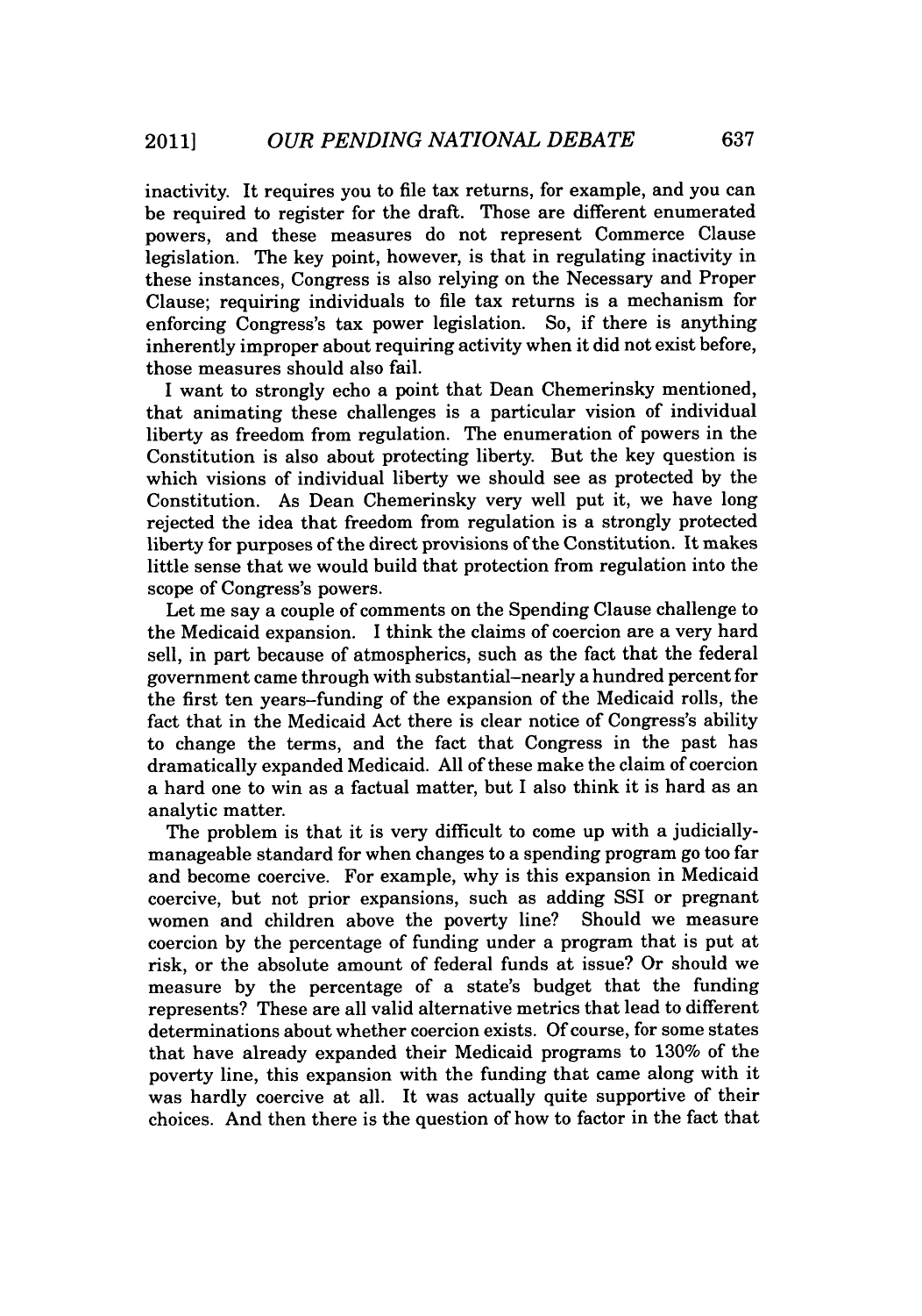inactivity. It requires you to file tax returns, for example, and you can be required to register for the draft. Those are different enumerated powers, and these measures do not represent Commerce Clause legislation. The key point, however, is that in regulating inactivity in these instances, Congress is also relying on the Necessary and Proper Clause; requiring individuals to file tax returns is a mechanism for enforcing Congress's tax power legislation. So, if there is anything inherently improper about requiring activity when it did not exist before, those measures should also fail.

I want to strongly echo a point that Dean Chemerinsky mentioned, that animating these challenges is a particular vision of individual liberty as freedom from regulation. The enumeration of powers in the Constitution is also about protecting liberty. But the key question is which visions of individual liberty we should see as protected by the Constitution. As Dean Chemerinsky very well put it, we have long rejected the idea that freedom from regulation is a strongly protected liberty for purposes of the direct provisions of the Constitution. It makes little sense that we would build that protection from regulation into the scope of Congress's powers.

Let me say a couple of comments on the Spending Clause challenge to the Medicaid expansion. I think the claims of coercion are a very hard sell, in part because of atmospherics, such as the fact that the federal government came through with substantial–nearly a hundred percent for the first ten years–funding of the expansion of the Medicaid rolls, the fact that in the Medicaid Act there is clear notice of Congress's ability to change the terms, and the fact that Congress in the past has dramatically expanded Medicaid. All of these make the claim of coercion a hard one to win as a factual matter, but I also think it is hard as an analytic matter.

The problem is that it is very difficult to come up with a judicially-manageable standard for when changes to a spending program go too far and become coercive. For example, why is this expansion in Medicaid coercive, but not prior expansions, such as adding SSI or pregnant women and children above the poverty line? Should we measure coercion by the percentage of funding under a program that is put at risk, or the absolute amount of federal funds at issue? Or should we measure by the percentage of a state's budget that the funding represents? These are all valid alternative metrics that lead to different determinations about whether coercion exists. Of course, for some states that have already expanded their Medicaid programs to 130% of the poverty line, this expansion with the funding that came along with it was hardly coercive at all. It was actually quite supportive of their choices. And then there is the question of how to factor in the fact that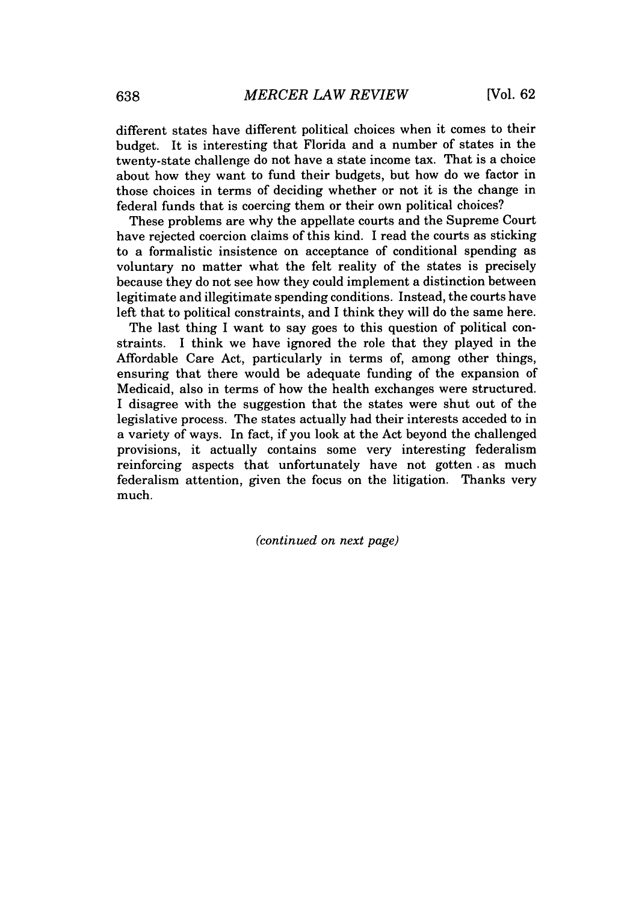different states have different political choices when it comes to their budget. It is interesting that Florida and a number of states in the twenty-state challenge do not have a state income tax. That is a choice about how they want to fund their budgets, but how do we factor in those choices in terms of deciding whether or not it is the change in federal funds that is coercing them or their own political choices?

These problems are why the appellate courts and the Supreme Court have rejected coercion claims of this kind. I read the courts as sticking to a formalistic insistence on acceptance of conditional spending as voluntary no matter what the felt reality of the states is precisely because they do not see how they could implement a distinction between legitimate and illegitimate spending conditions. Instead, the courts have left that to political constraints, and I think they will do the same here.

The last thing I want to say goes to this question of political constraints. I think we have ignored the role that they played in the Affordable Care Act, particularly in terms of, among other things, ensuring that there would be adequate funding of the expansion of Medicaid, also in terms of how the health exchanges were structured. I disagree with the suggestion that the states were shut out of the legislative process. The states actually had their interests acceded to in a variety of ways. In fact, if you look at the Act beyond the challenged provisions, it actually contains some very interesting federalism reinforcing aspects that unfortunately have not gotten as much federalism attention, given the focus on the litigation. Thanks very much.

*(continued on next page)*